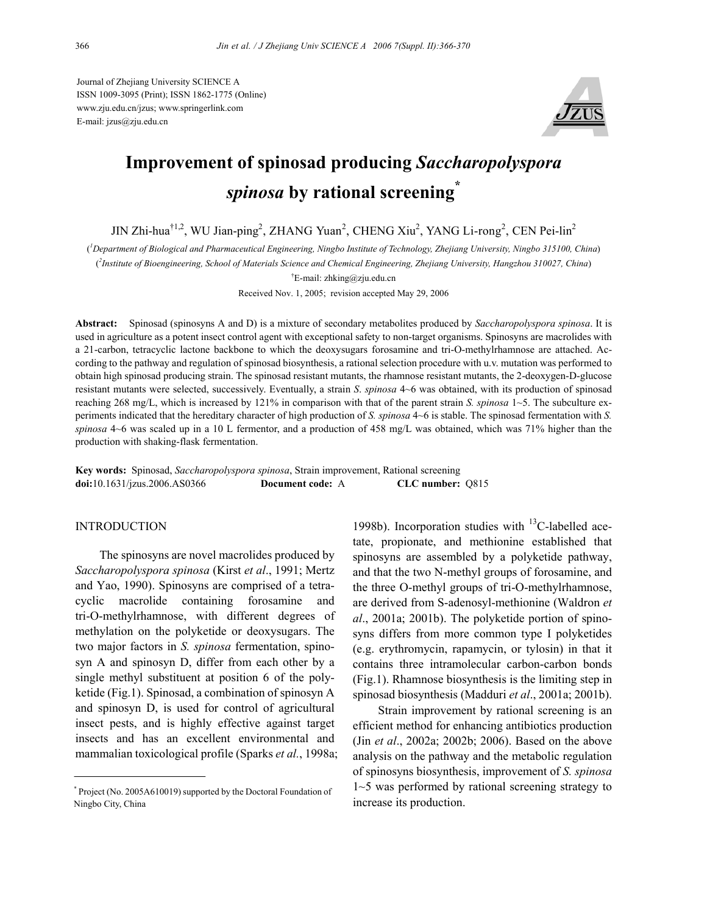Journal of Zhejiang University SCIENCE A
ISSN 1009-3095 (Print); ISSN 1862-1775 (Online)
www.zju.edu.cn/jzus; www.springerlink.com
E-mail: jzus@zju.edu.cn

# Improvement of spinosad producing *Saccharopolyspora spinosa* by rational screening*

JIN Zhi-hua[†1,2], WU Jian-ping[2], ZHANG Yuan[2], CHENG Xiu[2], YANG Li-rong[2], CEN Pei-lin[2]

([1]Department of Biological and Pharmaceutical Engineering, Ningbo Institute of Technology, Zhejiang University, Ningbo 315100, China)

([2]Institute of Bioengineering, School of Materials Science and Chemical Engineering, Zhejiang University, Hangzhou 310027, China)

[†]E-mail: zhking@zju.edu.cn

Received Nov. 1, 2005; revision accepted May 29, 2006

**Abstract:** Spinosad (spinosyns A and D) is a mixture of secondary metabolites produced by *Saccharopolyspora spinosa*. It is used in agriculture as a potent insect control agent with exceptional safety to non-target organisms. Spinosyns are macrolides with a 21-carbon, tetracyclic lactone backbone to which the deoxysugars forosamine and tri-O-methylrhamnose are attached. According to the pathway and regulation of spinosad biosynthesis, a rational selection procedure with u.v. mutation was performed to obtain high spinosad producing strain. The spinosad resistant mutants, the rhamnose resistant mutants, the 2-deoxygen-D-glucose resistant mutants were selected, successively. Eventually, a strain *S. spinosa* 4~6 was obtained, with its production of spinosad reaching 268 mg/L, which is increased by 121% in comparison with that of the parent strain *S. spinosa* 1~5. The subculture experiments indicated that the hereditary character of high production of *S. spinosa* 4~6 is stable. The spinosad fermentation with *S. spinosa* 4~6 was scaled up in a 10 L fermentor, and a production of 458 mg/L was obtained, which was 71% higher than the production with shaking-flask fermentation.

**Key words:** Spinosad, *Saccharopolyspora spinosa*, Strain improvement, Rational screening
**doi:**10.1631/jzus.2006.AS0366 **Document code:** A **CLC number:** Q815

## INTRODUCTION

The spinosyns are novel macrolides produced by *Saccharopolyspora spinosa* (Kirst *et al*., 1991; Mertz and Yao, 1990). Spinosyns are comprised of a tetracyclic macrolide containing forosamine and tri-O-methylrhamnose, with different degrees of methylation on the polyketide or deoxysugars. The two major factors in *S. spinosa* fermentation, spinosyn A and spinosyn D, differ from each other by a single methyl substituent at position 6 of the polyketide (Fig.1). Spinosad, a combination of spinosyn A and spinosyn D, is used for control of agricultural insect pests, and is highly effective against target insects and has an excellent environmental and mammalian toxicological profile (Sparks *et al*., 1998a; 1998b). Incorporation studies with $^{13}$C-labelled acetate, propionate, and methionine established that spinosyns are assembled by a polyketide pathway, and that the two N-methyl groups of forosamine, and the three O-methyl groups of tri-O-methylrhamnose, are derived from S-adenosyl-methionine (Waldron *et al*., 2001a; 2001b). The polyketide portion of spinosyns differs from more common type I polyketides (e.g. erythromycin, rapamycin, or tylosin) in that it contains three intramolecular carbon-carbon bonds (Fig.1). Rhamnose biosynthesis is the limiting step in spinosad biosynthesis (Madduri *et al*., 2001a; 2001b).

Strain improvement by rational screening is an efficient method for enhancing antibiotics production (Jin *et al*., 2002a; 2002b; 2006). Based on the above analysis on the pathway and the metabolic regulation of spinosyns biosynthesis, improvement of *S. spinosa* 1~5 was performed by rational screening strategy to increase its production.

* Project (No. 2005A610019) supported by the Doctoral Foundation of Ningbo City, China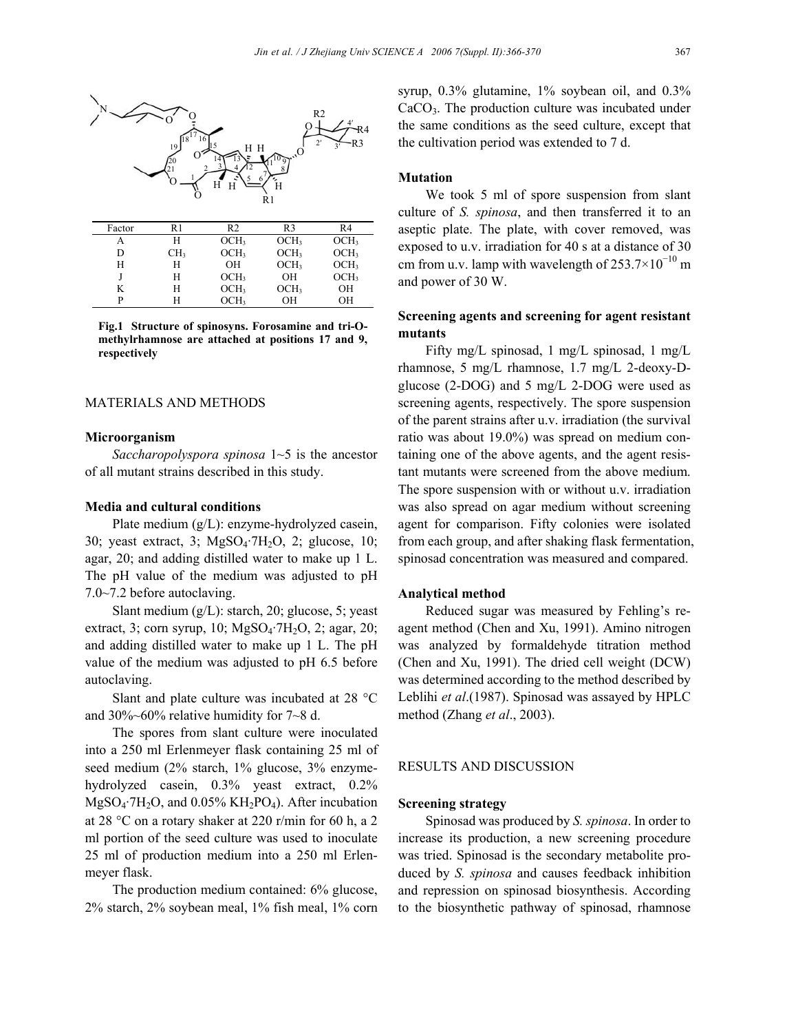| Factor | R1 | R2 | R3 | R4 |
|---|---|---|---|---|
| A | H | $OCH_3$ | $OCH_3$ | $OCH_3$ |
| D | $CH_3$ | $OCH_3$ | $OCH_3$ | $OCH_3$ |
| H | H | OH | $OCH_3$ | $OCH_3$ |
| J | H | $OCH_3$ | OH | $OCH_3$ |
| K | H | $OCH_3$ | $OCH_3$ | OH |
| P | H | $OCH_3$ | OH | OH |

**Fig.1 Structure of spinosyns. Forosamine and tri-O-methylrhamnose are attached at positions 17 and 9, respectively**

## MATERIALS AND METHODS

### Microorganism

*Saccharopolyspora spinosa* 1~5 is the ancestor of all mutant strains described in this study.

### Media and cultural conditions

Plate medium (g/L): enzyme-hydrolyzed casein, 30; yeast extract, 3; $MgSO_4 \cdot 7H_2O$, 2; glucose, 10; agar, 20; and adding distilled water to make up 1 L. The pH value of the medium was adjusted to pH 7.0~7.2 before autoclaving.

Slant medium (g/L): starch, 20; glucose, 5; yeast extract, 3; corn syrup, 10; $MgSO_4 \cdot 7H_2O$, 2; agar, 20; and adding distilled water to make up 1 L. The pH value of the medium was adjusted to pH 6.5 before autoclaving.

Slant and plate culture was incubated at 28 °C and 30%~60% relative humidity for 7~8 d.

The spores from slant culture were inoculated into a 250 ml Erlenmeyer flask containing 25 ml of seed medium (2% starch, 1% glucose, 3% enzyme-hydrolyzed casein, 0.3% yeast extract, 0.2% $MgSO_4 \cdot 7H_2O$, and 0.05% $KH_2PO_4$). After incubation at 28 °C on a rotary shaker at 220 r/min for 60 h, a 2 ml portion of the seed culture was used to inoculate 25 ml of production medium into a 250 ml Erlenmeyer flask.

The production medium contained: 6% glucose, 2% starch, 2% soybean meal, 1% fish meal, 1% corn syrup, 0.3% glutamine, 1% soybean oil, and 0.3% $CaCO_3$. The production culture was incubated under the same conditions as the seed culture, except that the cultivation period was extended to 7 d.

### Mutation

We took 5 ml of spore suspension from slant culture of *S. spinosa*, and then transferred it to an aseptic plate. The plate, with cover removed, was exposed to u.v. irradiation for 40 s at a distance of 30 cm from u.v. lamp with wavelength of $253.7 \times 10^{-10}$ m and power of 30 W.

### Screening agents and screening for agent resistant mutants

Fifty mg/L spinosad, 1 mg/L spinosad, 1 mg/L rhamnose, 5 mg/L rhamnose, 1.7 mg/L 2-deoxy-D-glucose (2-DOG) and 5 mg/L 2-DOG were used as screening agents, respectively. The spore suspension of the parent strains after u.v. irradiation (the survival ratio was about 19.0%) was spread on medium containing one of the above agents, and the agent resistant mutants were screened from the above medium. The spore suspension with or without u.v. irradiation was also spread on agar medium without screening agent for comparison. Fifty colonies were isolated from each group, and after shaking flask fermentation, spinosad concentration was measured and compared.

### Analytical method

Reduced sugar was measured by Fehling's reagent method (Chen and Xu, 1991). Amino nitrogen was analyzed by formaldehyde titration method (Chen and Xu, 1991). The dried cell weight (DCW) was determined according to the method described by Leblihi *et al*.(1987). Spinosad was assayed by HPLC method (Zhang *et al*., 2003).

## RESULTS AND DISCUSSION

### Screening strategy

Spinosad was produced by *S. spinosa*. In order to increase its production, a new screening procedure was tried. Spinosad is the secondary metabolite produced by *S. spinosa* and causes feedback inhibition and repression on spinosad biosynthesis. According to the biosynthetic pathway of spinosad, rhamnose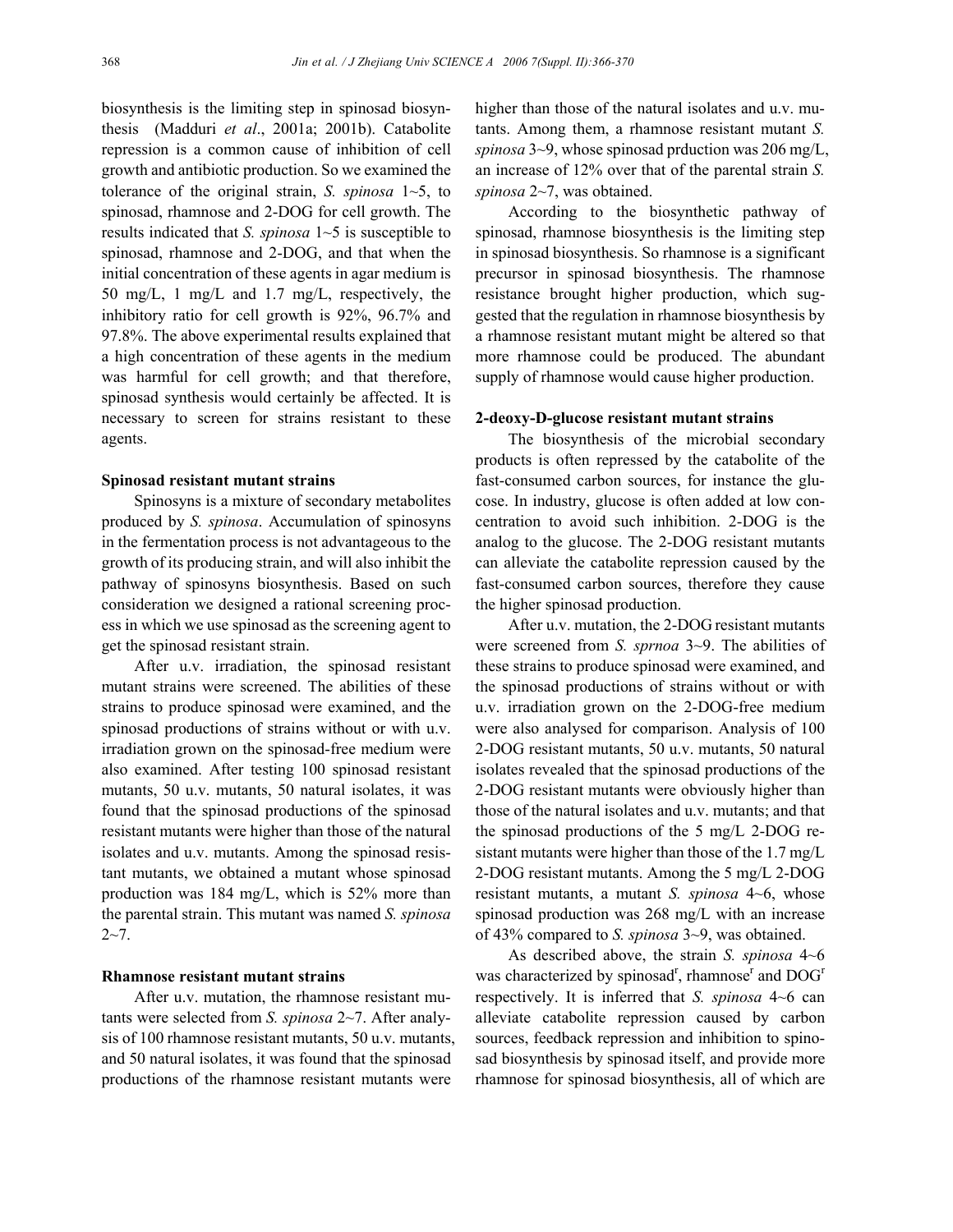biosynthesis is the limiting step in spinosad biosynthesis (Madduri *et al*., 2001a; 2001b). Catabolite repression is a common cause of inhibition of cell growth and antibiotic production. So we examined the tolerance of the original strain, *S. spinosa* 1~5, to spinosad, rhamnose and 2-DOG for cell growth. The results indicated that *S. spinosa* 1~5 is susceptible to spinosad, rhamnose and 2-DOG, and that when the initial concentration of these agents in agar medium is 50 mg/L, 1 mg/L and 1.7 mg/L, respectively, the inhibitory ratio for cell growth is 92%, 96.7% and 97.8%. The above experimental results explained that a high concentration of these agents in the medium was harmful for cell growth; and that therefore, spinosad synthesis would certainly be affected. It is necessary to screen for strains resistant to these agents.

**Spinosad resistant mutant strains**

Spinosyns is a mixture of secondary metabolites produced by *S. spinosa*. Accumulation of spinosyns in the fermentation process is not advantageous to the growth of its producing strain, and will also inhibit the pathway of spinosyns biosynthesis. Based on such consideration we designed a rational screening process in which we use spinosad as the screening agent to get the spinosad resistant strain.

After u.v. irradiation, the spinosad resistant mutant strains were screened. The abilities of these strains to produce spinosad were examined, and the spinosad productions of strains without or with u.v. irradiation grown on the spinosad-free medium were also examined. After testing 100 spinosad resistant mutants, 50 u.v. mutants, 50 natural isolates, it was found that the spinosad productions of the spinosad resistant mutants were higher than those of the natural isolates and u.v. mutants. Among the spinosad resistant mutants, we obtained a mutant whose spinosad production was 184 mg/L, which is 52% more than the parental strain. This mutant was named *S. spinosa* 2~7.

**Rhamnose resistant mutant strains**

After u.v. mutation, the rhamnose resistant mutants were selected from *S. spinosa* 2~7. After analysis of 100 rhamnose resistant mutants, 50 u.v. mutants, and 50 natural isolates, it was found that the spinosad productions of the rhamnose resistant mutants were higher than those of the natural isolates and u.v. mutants. Among them, a rhamnose resistant mutant *S. spinosa* 3~9, whose spinosad prduction was 206 mg/L, an increase of 12% over that of the parental strain *S. spinosa* 2~7, was obtained.

According to the biosynthetic pathway of spinosad, rhamnose biosynthesis is the limiting step in spinosad biosynthesis. So rhamnose is a significant precursor in spinosad biosynthesis. The rhamnose resistance brought higher production, which suggested that the regulation in rhamnose biosynthesis by a rhamnose resistant mutant might be altered so that more rhamnose could be produced. The abundant supply of rhamnose would cause higher production.

**2-deoxy-D-glucose resistant mutant strains**

The biosynthesis of the microbial secondary products is often repressed by the catabolite of the fast-consumed carbon sources, for instance the glucose. In industry, glucose is often added at low concentration to avoid such inhibition. 2-DOG is the analog to the glucose. The 2-DOG resistant mutants can alleviate the catabolite repression caused by the fast-consumed carbon sources, therefore they cause the higher spinosad production.

After u.v. mutation, the 2-DOG resistant mutants were screened from *S. sprnoa* 3~9. The abilities of these strains to produce spinosad were examined, and the spinosad productions of strains without or with u.v. irradiation grown on the 2-DOG-free medium were also analysed for comparison. Analysis of 100 2-DOG resistant mutants, 50 u.v. mutants, 50 natural isolates revealed that the spinosad productions of the 2-DOG resistant mutants were obviously higher than those of the natural isolates and u.v. mutants; and that the spinosad productions of the 5 mg/L 2-DOG resistant mutants were higher than those of the 1.7 mg/L 2-DOG resistant mutants. Among the 5 mg/L 2-DOG resistant mutants, a mutant *S. spinosa* 4~6, whose spinosad production was 268 mg/L with an increase of 43% compared to *S. spinosa* 3~9, was obtained.

As described above, the strain *S. spinosa* 4~6 was characterized by spinosad$^r$, rhamnose$^r$ and DOG$^r$ respectively. It is inferred that *S. spinosa* 4~6 can alleviate catabolite repression caused by carbon sources, feedback repression and inhibition to spinosad biosynthesis by spinosad itself, and provide more rhamnose for spinosad biosynthesis, all of which are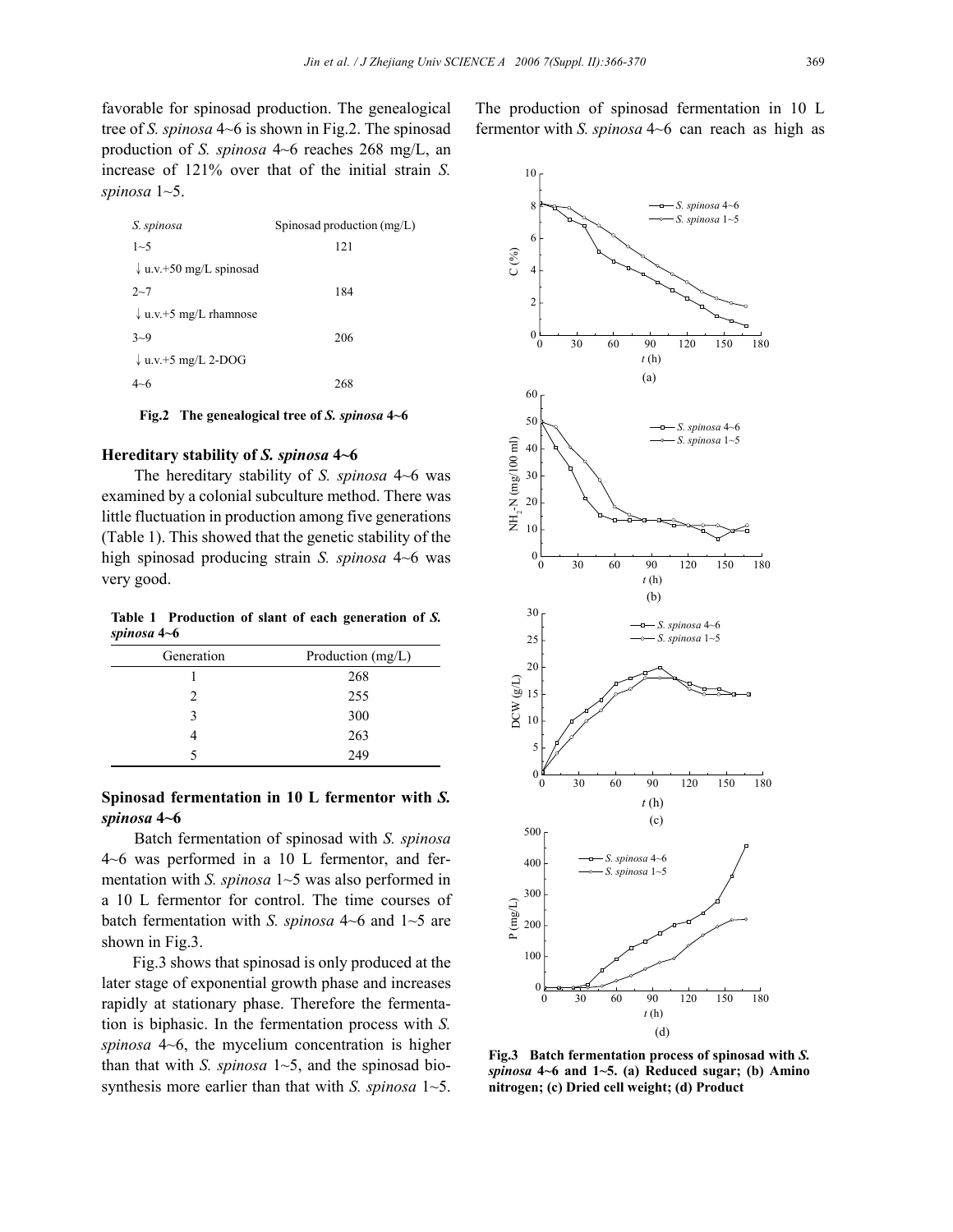favorable for spinosad production. The genealogical tree of *S. spinosa* 4~6 is shown in Fig.2. The spinosad production of *S. spinosa* 4~6 reaches 268 mg/L, an increase of 121% over that of the initial strain *S. spinosa* 1~5.

| *S. spinosa* | Spinosad production (mg/L) |
|---|---|
| 1~5 | 121 |
| ↓ u.v.+50 mg/L spinosad | |
| 2~7 | 184 |
| ↓ u.v.+5 mg/L rhamnose | |
| 3~9 | 206 |
| ↓ u.v.+5 mg/L 2-DOG | |
| 4~6 | 268 |

**Fig.2 The genealogical tree of *S. spinosa* 4~6**

### Hereditary stability of *S. spinosa* 4~6

The hereditary stability of *S. spinosa* 4~6 was examined by a colonial subculture method. There was little fluctuation in production among five generations (Table 1). This showed that the genetic stability of the high spinosad producing strain *S. spinosa* 4~6 was very good.

**Table 1 Production of slant of each generation of *S. spinosa* 4~6**

| Generation | Production (mg/L) |
|---|---|
| 1 | 268 |
| 2 | 255 |
| 3 | 300 |
| 4 | 263 |
| 5 | 249 |

### Spinosad fermentation in 10 L fermentor with *S. spinosa* 4~6

Batch fermentation of spinosad with *S. spinosa* 4~6 was performed in a 10 L fermentor, and fermentation with *S. spinosa* 1~5 was also performed in a 10 L fermentor for control. The time courses of batch fermentation with *S. spinosa* 4~6 and 1~5 are shown in Fig.3.

Fig.3 shows that spinosad is only produced at the later stage of exponential growth phase and increases rapidly at stationary phase. Therefore the fermentation is biphasic. In the fermentation process with *S. spinosa* 4~6, the mycelium concentration is higher than that with *S. spinosa* 1~5, and the spinosad biosynthesis more earlier than that with *S. spinosa* 1~5. The production of spinosad fermentation in 10 L fermentor with *S. spinosa* 4~6 can reach as high as

**Fig.3 Batch fermentation process of spinosad with *S. spinosa* 4~6 and 1~5. (a) Reduced sugar; (b) Amino nitrogen; (c) Dried cell weight; (d) Product**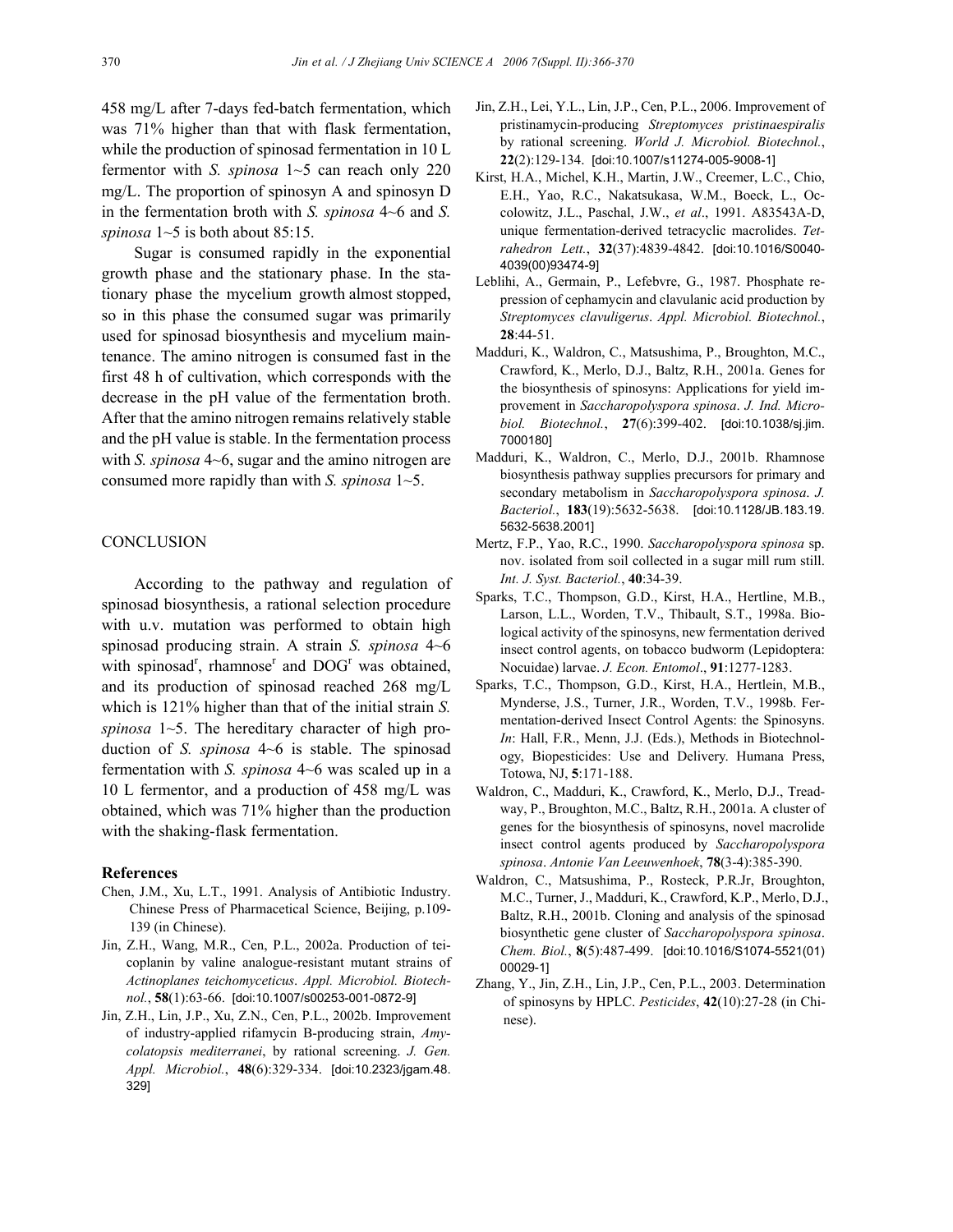458 mg/L after 7-days fed-batch fermentation, which was 71% higher than that with flask fermentation, while the production of spinosad fermentation in 10 L fermentor with *S. spinosa* 1~5 can reach only 220 mg/L. The proportion of spinosyn A and spinosyn D in the fermentation broth with *S. spinosa* 4~6 and *S. spinosa* 1~5 is both about 85:15.

Sugar is consumed rapidly in the exponential growth phase and the stationary phase. In the stationary phase the mycelium growth almost stopped, so in this phase the consumed sugar was primarily used for spinosad biosynthesis and mycelium maintenance. The amino nitrogen is consumed fast in the first 48 h of cultivation, which corresponds with the decrease in the pH value of the fermentation broth. After that the amino nitrogen remains relatively stable and the pH value is stable. In the fermentation process with *S. spinosa* 4~6, sugar and the amino nitrogen are consumed more rapidly than with *S. spinosa* 1~5.

## CONCLUSION

According to the pathway and regulation of spinosad biosynthesis, a rational selection procedure with u.v. mutation was performed to obtain high spinosad producing strain. A strain *S. spinosa* 4~6 with spinosad$^r$, rhamnose$^r$ and DOG$^r$ was obtained, and its production of spinosad reached 268 mg/L which is 121% higher than that of the initial strain *S. spinosa* 1~5. The hereditary character of high production of *S. spinosa* 4~6 is stable. The spinosad fermentation with *S. spinosa* 4~6 was scaled up in a 10 L fermentor, and a production of 458 mg/L was obtained, which was 71% higher than the production with the shaking-flask fermentation.

## References

Chen, J.M., Xu, L.T., 1991. Analysis of Antibiotic Industry. Chinese Press of Pharmaceutical Science, Beijing, p.109-139 (in Chinese).

Jin, Z.H., Wang, M.R., Cen, P.L., 2002a. Production of teicoplanin by valine analogue-resistant mutant strains of *Actinoplanes teichomyceticus*. *Appl. Microbiol. Biotechnol.*, **58**(1):63-66. [doi:10.1007/s00253-001-0872-9]

Jin, Z.H., Lin, J.P., Xu, Z.N., Cen, P.L., 2002b. Improvement of industry-applied rifamycin B-producing strain, *Amycolatopsis mediterranei*, by rational screening. *J. Gen. Appl. Microbiol.*, **48**(6):329-334. [doi:10.2323/jgam.48.329]

Jin, Z.H., Lei, Y.L., Lin, J.P., Cen, P.L., 2006. Improvement of pristinamycin-producing *Streptomyces pristinaespiralis* by rational screening. *World J. Microbiol. Biotechnol.*, **22**(2):129-134. [doi:10.1007/s11274-005-9008-1]

Kirst, H.A., Michel, K.H., Martin, J.W., Creemer, L.C., Chio, E.H., Yao, R.C., Nakatsukasa, W.M., Boeck, L., Occolowitz, J.L., Paschal, J.W., *et al*., 1991. A83543A-D, unique fermentation-derived tetracyclic macrolides. *Tetrahedron Lett.*, **32**(37):4839-4842. [doi:10.1016/S0040-4039(00)93474-9]

Leblihi, A., Germain, P., Lefebvre, G., 1987. Phosphate repression of cephamycin and clavulanic acid production by *Streptomyces clavuligerus*. *Appl. Microbiol. Biotechnol.*, **28**:44-51.

Madduri, K., Waldron, C., Matsushima, P., Broughton, M.C., Crawford, K., Merlo, D.J., Baltz, R.H., 2001a. Genes for the biosynthesis of spinosyns: Applications for yield improvement in *Saccharopolyspora spinosa*. *J. Ind. Microbiol. Biotechnol.*, **27**(6):399-402. [doi:10.1038/sj.jim.7000180]

Madduri, K., Waldron, C., Merlo, D.J., 2001b. Rhamnose biosynthesis pathway supplies precursors for primary and secondary metabolism in *Saccharopolyspora spinosa*. *J. Bacteriol.*, **183**(19):5632-5638. [doi:10.1128/JB.183.19.5632-5638.2001]

Mertz, F.P., Yao, R.C., 1990. *Saccharopolyspora spinosa* sp. nov. isolated from soil collected in a sugar mill rum still. *Int. J. Syst. Bacteriol.*, **40**:34-39.

Sparks, T.C., Thompson, G.D., Kirst, H.A., Hertline, M.B., Larson, L.L., Worden, T.V., Thibault, S.T., 1998a. Biological activity of the spinosyns, new fermentation derived insect control agents, on tobacco budworm (Lepidoptera: Nocuidae) larvae. *J. Econ. Entomol*., **91**:1277-1283.

Sparks, T.C., Thompson, G.D., Kirst, H.A., Hertlein, M.B., Mynderse, J.S., Turner, J.R., Worden, T.V., 1998b. Fermentation-derived Insect Control Agents: the Spinosyns. *In*: Hall, F.R., Menn, J.J. (Eds.), Methods in Biotechnology, Biopesticides: Use and Delivery. Humana Press, Totowa, NJ, **5**:171-188.

Waldron, C., Madduri, K., Crawford, K., Merlo, D.J., Treadway, P., Broughton, M.C., Baltz, R.H., 2001a. A cluster of genes for the biosynthesis of spinosyns, novel macrolide insect control agents produced by *Saccharopolyspora spinosa*. *Antonie Van Leeuwenhoek*, **78**(3-4):385-390.

Waldron, C., Matsushima, P., Rosteck, P.R.Jr, Broughton, M.C., Turner, J., Madduri, K., Crawford, K.P., Merlo, D.J., Baltz, R.H., 2001b. Cloning and analysis of the spinosad biosynthetic gene cluster of *Saccharopolyspora spinosa*. *Chem. Biol.*, **8**(5):487-499. [doi:10.1016/S1074-5521(01)00029-1]

Zhang, Y., Jin, Z.H., Lin, J.P., Cen, P.L., 2003. Determination of spinosyns by HPLC. *Pesticides*, **42**(10):27-28 (in Chinese).